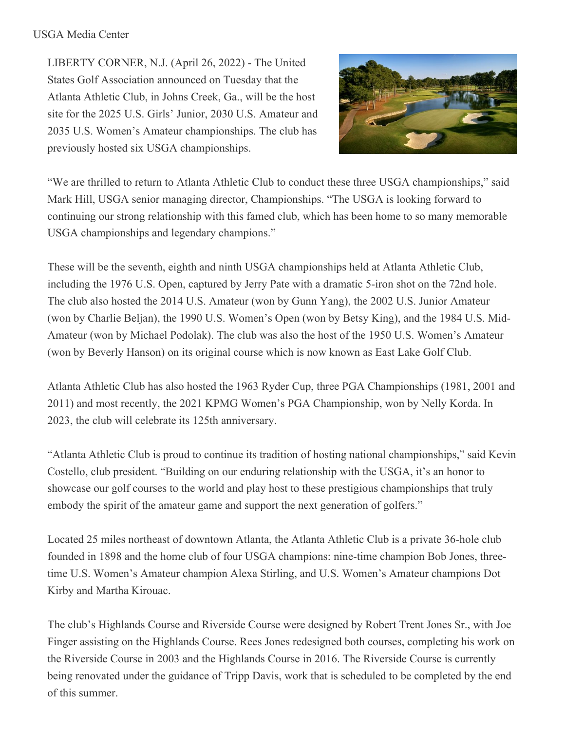USGA Media Center

LIBERTY CORNER, N.J. (April 26, 2022) - The United States Golf Association announced on Tuesday that the Atlanta Athletic Club, in Johns Creek, Ga., will be the host site for the 2025 U.S. Girls' Junior, 2030 U.S. Amateur and 2035 U.S. Women's Amateur championships. The club has previously hosted six USGA championships.

"We are thrilled to return to Atlanta Athletic Club to conduct these three USGA championships," said Mark Hill, USGA senior managing director, Championships. "The USGA is looking forward to continuing our strong relationship with this famed club, which has been home to so many memorable USGA championships and legendary champions."

These will be the seventh, eighth and ninth USGA championships held at Atlanta Athletic Club, including the 1976 U.S. Open, captured by Jerry Pate with a dramatic 5-iron shot on the 72nd hole. The club also hosted the 2014 U.S. Amateur (won by Gunn Yang), the 2002 U.S. Junior Amateur (won by Charlie Beljan), the 1990 U.S. Women's Open (won by Betsy King), and the 1984 U.S. Mid-Amateur (won by Michael Podolak). The club was also the host of the 1950 U.S. Women's Amateur (won by Beverly Hanson) on its original course which is now known as East Lake Golf Club.

Atlanta Athletic Club has also hosted the 1963 Ryder Cup, three PGA Championships (1981, 2001 and 2011) and most recently, the 2021 KPMG Women's PGA Championship, won by Nelly Korda. In 2023, the club will celebrate its 125th anniversary.

"Atlanta Athletic Club is proud to continue its tradition of hosting national championships," said Kevin Costello, club president. "Building on our enduring relationship with the USGA, it's an honor to showcase our golf courses to the world and play host to these prestigious championships that truly embody the spirit of the amateur game and support the next generation of golfers."

Located 25 miles northeast of downtown Atlanta, the Atlanta Athletic Club is a private 36-hole club founded in 1898 and the home club of four USGA champions: nine-time champion Bob Jones, three-time U.S. Women's Amateur champion Alexa Stirling, and U.S. Women's Amateur champions Dot Kirby and Martha Kirouac.

The club's Highlands Course and Riverside Course were designed by Robert Trent Jones Sr., with Joe Finger assisting on the Highlands Course. Rees Jones redesigned both courses, completing his work on the Riverside Course in 2003 and the Highlands Course in 2016. The Riverside Course is currently being renovated under the guidance of Tripp Davis, work that is scheduled to be completed by the end of this summer.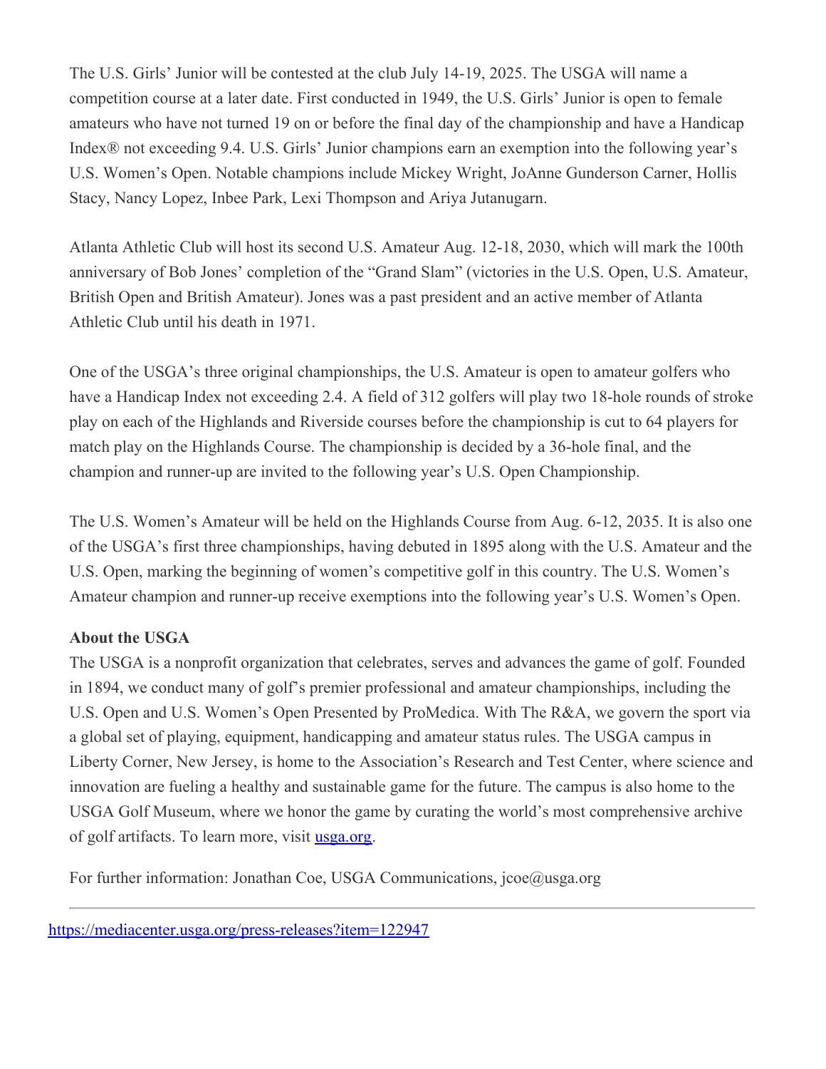The U.S. Girls' Junior will be contested at the club July 14-19, 2025. The USGA will name a competition course at a later date. First conducted in 1949, the U.S. Girls' Junior is open to female amateurs who have not turned 19 on or before the final day of the championship and have a Handicap Index® not exceeding 9.4. U.S. Girls' Junior champions earn an exemption into the following year's U.S. Women's Open. Notable champions include Mickey Wright, JoAnne Gunderson Carner, Hollis Stacy, Nancy Lopez, Inbee Park, Lexi Thompson and Ariya Jutanugarn.

Atlanta Athletic Club will host its second U.S. Amateur Aug. 12-18, 2030, which will mark the 100th anniversary of Bob Jones' completion of the "Grand Slam" (victories in the U.S. Open, U.S. Amateur, British Open and British Amateur). Jones was a past president and an active member of Atlanta Athletic Club until his death in 1971.

One of the USGA's three original championships, the U.S. Amateur is open to amateur golfers who have a Handicap Index not exceeding 2.4. A field of 312 golfers will play two 18-hole rounds of stroke play on each of the Highlands and Riverside courses before the championship is cut to 64 players for match play on the Highlands Course. The championship is decided by a 36-hole final, and the champion and runner-up are invited to the following year's U.S. Open Championship.

The U.S. Women's Amateur will be held on the Highlands Course from Aug. 6-12, 2035. It is also one of the USGA's first three championships, having debuted in 1895 along with the U.S. Amateur and the U.S. Open, marking the beginning of women's competitive golf in this country. The U.S. Women's Amateur champion and runner-up receive exemptions into the following year's U.S. Women's Open.

**About the USGA**

The USGA is a nonprofit organization that celebrates, serves and advances the game of golf. Founded in 1894, we conduct many of golf's premier professional and amateur championships, including the U.S. Open and U.S. Women's Open Presented by ProMedica. With The R&A, we govern the sport via a global set of playing, equipment, handicapping and amateur status rules. The USGA campus in Liberty Corner, New Jersey, is home to the Association's Research and Test Center, where science and innovation are fueling a healthy and sustainable game for the future. The campus is also home to the USGA Golf Museum, where we honor the game by curating the world's most comprehensive archive of golf artifacts. To learn more, visit [usga.org](https://usga.org).

For further information: Jonathan Coe, USGA Communications, jcoe@usga.org

---

https://mediacenter.usga.org/press-releases?item=122947